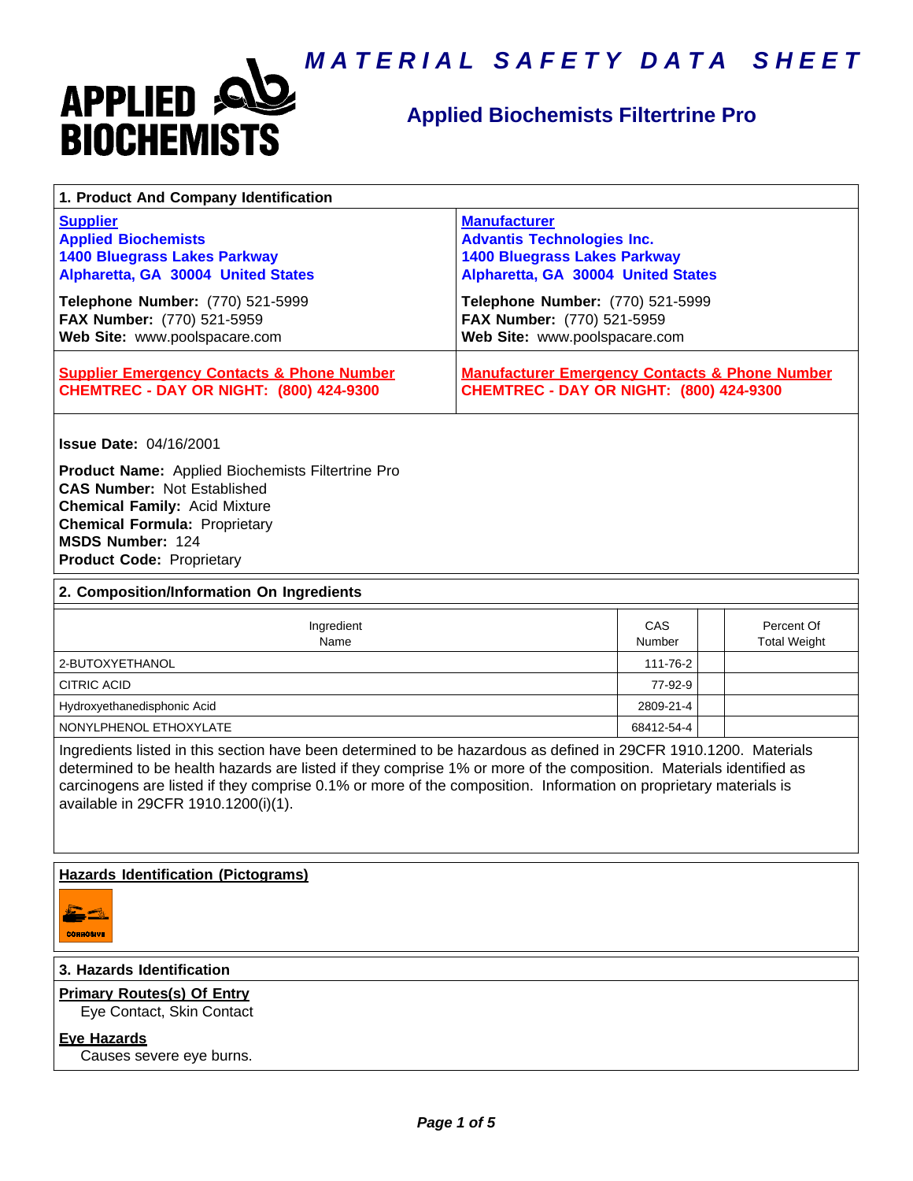# MATERIAL SAFETY DATA SHEET

## Applied Biochemists Filtertrine Pro

### 1. Product And Company Identification

| **Supplier** | **Manufacturer** |
|---|---|
| **Applied Biochemists**<br>**1400 Bluegrass Lakes Parkway**<br>**Alpharetta, GA 30004 United States** | **Advantis Technologies Inc.**<br>**1400 Bluegrass Lakes Parkway**<br>**Alpharetta, GA 30004 United States** |
| **Telephone Number:** (770) 521-5999<br>**FAX Number:** (770) 521-5959<br>**Web Site:** www.poolspacare.com | **Telephone Number:** (770) 521-5999<br>**FAX Number:** (770) 521-5959<br>**Web Site:** www.poolspacare.com |
| **Supplier Emergency Contacts & Phone Number**<br>**CHEMTREC - DAY OR NIGHT: (800) 424-9300** | **Manufacturer Emergency Contacts & Phone Number**<br>**CHEMTREC - DAY OR NIGHT: (800) 424-9300** |

**Issue Date:** 04/16/2001

**Product Name:** Applied Biochemists Filtertrine Pro
**CAS Number:** Not Established
**Chemical Family:** Acid Mixture
**Chemical Formula:** Proprietary
**MSDS Number:** 124
**Product Code:** Proprietary

### 2. Composition/Information On Ingredients

| Ingredient Name | CAS Number | | Percent Of Total Weight |
|---|---|---|---|
| 2-BUTOXYETHANOL | 111-76-2 | | |
| CITRIC ACID | 77-92-9 | | |
| Hydroxyethanedisphonic Acid | 2809-21-4 | | |
| NONYLPHENOL ETHOXYLATE | 68412-54-4 | | |

Ingredients listed in this section have been determined to be hazardous as defined in 29CFR 1910.1200. Materials determined to be health hazards are listed if they comprise 1% or more of the composition. Materials identified as carcinogens are listed if they comprise 0.1% or more of the composition. Information on proprietary materials is available in 29CFR 1910.1200(i)(1).

**Hazards Identification (Pictograms)**

CORROSIVE

### 3. Hazards Identification

**Primary Routes(s) Of Entry**

Eye Contact, Skin Contact

**Eye Hazards**

Causes severe eye burns.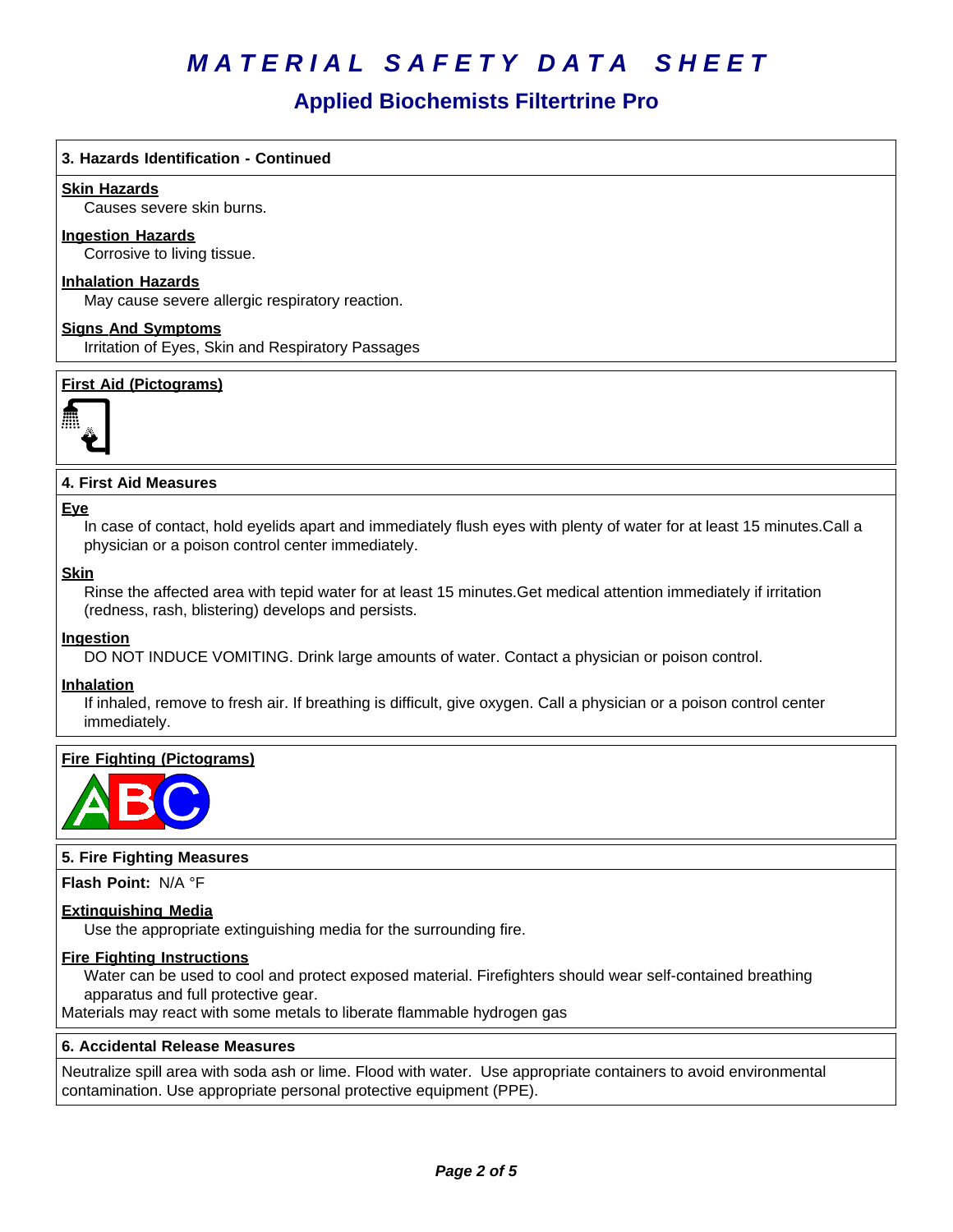# MATERIAL SAFETY DATA SHEET

## Applied Biochemists Filtertrine Pro

### 3. Hazards Identification - Continued

**Skin Hazards**

Causes severe skin burns.

**Ingestion Hazards**

Corrosive to living tissue.

**Inhalation Hazards**

May cause severe allergic respiratory reaction.

**Signs And Symptoms**

Irritation of Eyes, Skin and Respiratory Passages

**First Aid (Pictograms)**

### 4. First Aid Measures

**Eye**

In case of contact, hold eyelids apart and immediately flush eyes with plenty of water for at least 15 minutes.Call a physician or a poison control center immediately.

**Skin**

Rinse the affected area with tepid water for at least 15 minutes.Get medical attention immediately if irritation (redness, rash, blistering) develops and persists.

**Ingestion**

DO NOT INDUCE VOMITING. Drink large amounts of water. Contact a physician or poison control.

**Inhalation**

If inhaled, remove to fresh air. If breathing is difficult, give oxygen. Call a physician or a poison control center immediately.

**Fire Fighting (Pictograms)**

### 5. Fire Fighting Measures

**Flash Point:** N/A °F

**Extinguishing Media**

Use the appropriate extinguishing media for the surrounding fire.

**Fire Fighting Instructions**

Water can be used to cool and protect exposed material. Firefighters should wear self-contained breathing apparatus and full protective gear.

Materials may react with some metals to liberate flammable hydrogen gas

### 6. Accidental Release Measures

Neutralize spill area with soda ash or lime. Flood with water. Use appropriate containers to avoid environmental contamination. Use appropriate personal protective equipment (PPE).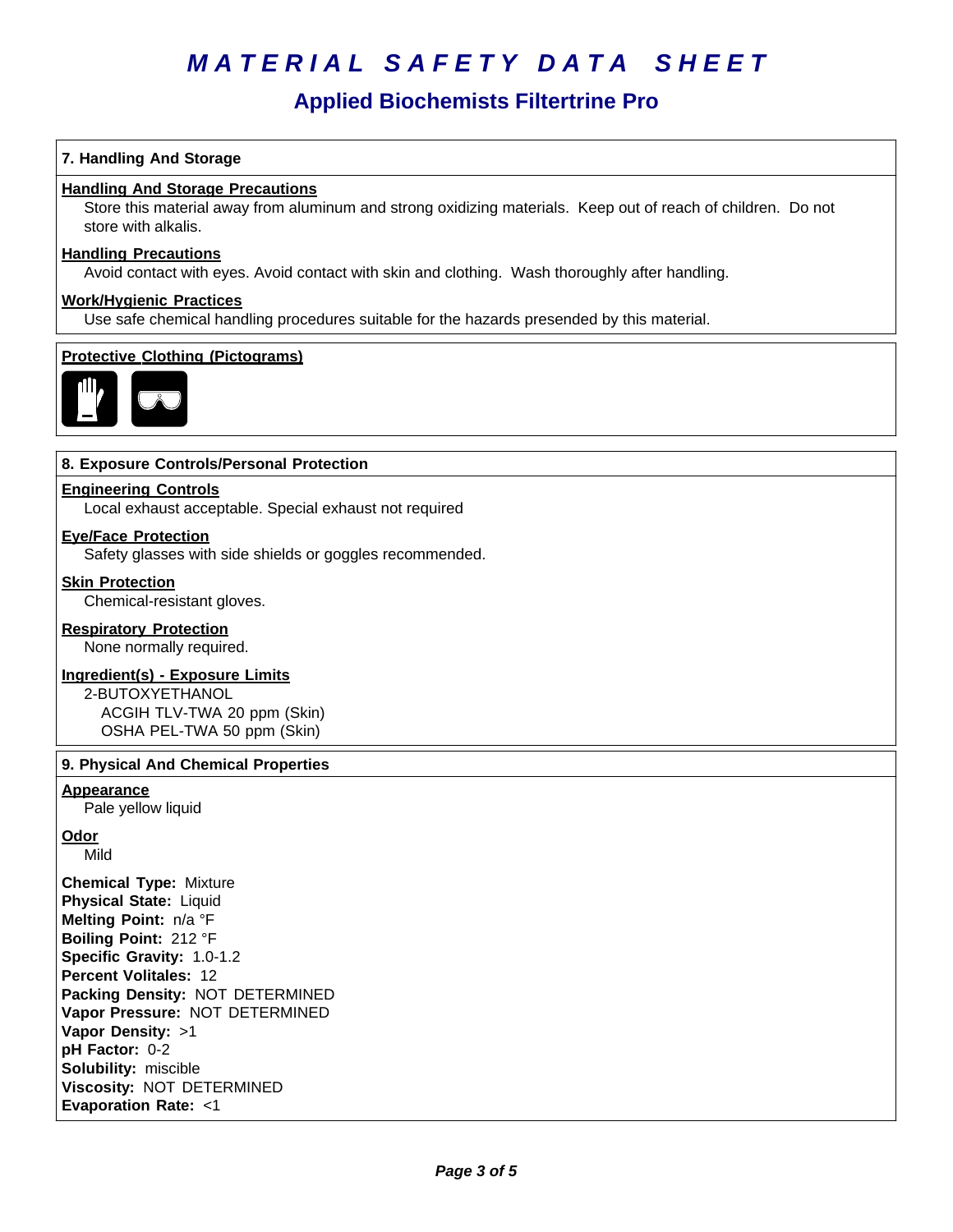# MATERIAL SAFETY DATA SHEET

## Applied Biochemists Filtertrine Pro

### 7. Handling And Storage

**Handling And Storage Precautions**

Store this material away from aluminum and strong oxidizing materials. Keep out of reach of children. Do not store with alkalis.

**Handling Precautions**

Avoid contact with eyes. Avoid contact with skin and clothing. Wash thoroughly after handling.

**Work/Hygienic Practices**

Use safe chemical handling procedures suitable for the hazards presended by this material.

**Protective Clothing (Pictograms)**

### 8. Exposure Controls/Personal Protection

**Engineering Controls**

Local exhaust acceptable. Special exhaust not required

**Eye/Face Protection**

Safety glasses with side shields or goggles recommended.

**Skin Protection**

Chemical-resistant gloves.

**Respiratory Protection**

None normally required.

**Ingredient(s) - Exposure Limits**

2-BUTOXYETHANOL
- ACGIH TLV-TWA 20 ppm (Skin)
- OSHA PEL-TWA 50 ppm (Skin)

### 9. Physical And Chemical Properties

**Appearance**

Pale yellow liquid

**Odor**

Mild

**Chemical Type:** Mixture
**Physical State:** Liquid
**Melting Point:** n/a °F
**Boiling Point:** 212 °F
**Specific Gravity:** 1.0-1.2
**Percent Volitales:** 12
**Packing Density:** NOT DETERMINED
**Vapor Pressure:** NOT DETERMINED
**Vapor Density:** >1
**pH Factor:** 0-2
**Solubility:** miscible
**Viscosity:** NOT DETERMINED
**Evaporation Rate:** <1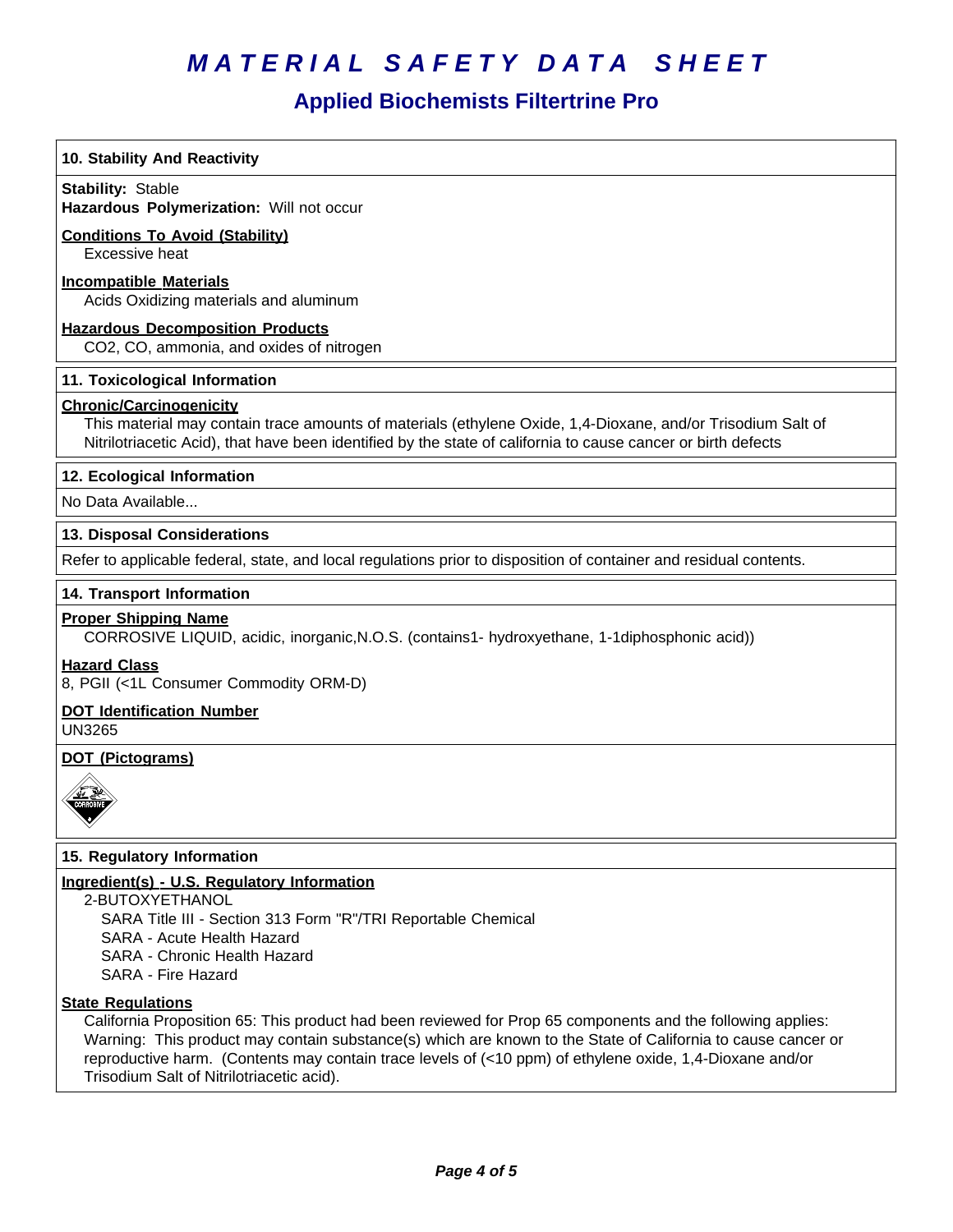# MATERIAL SAFETY DATA SHEET

## Applied Biochemists Filtertrine Pro

### 10. Stability And Reactivity

**Stability:** Stable
**Hazardous Polymerization:** Will not occur

**Conditions To Avoid (Stability)**
Excessive heat

**Incompatible Materials**
Acids Oxidizing materials and aluminum

**Hazardous Decomposition Products**
$CO_2$, CO, ammonia, and oxides of nitrogen

### 11. Toxicological Information

**Chronic/Carcinogenicity**
This material may contain trace amounts of materials (ethylene Oxide, 1,4-Dioxane, and/or Trisodium Salt of Nitrilotriacetic Acid), that have been identified by the state of california to cause cancer or birth defects

### 12. Ecological Information

No Data Available...

### 13. Disposal Considerations

Refer to applicable federal, state, and local regulations prior to disposition of container and residual contents.

### 14. Transport Information

**Proper Shipping Name**
CORROSIVE LIQUID, acidic, inorganic,N.O.S. (contains1- hydroxyethane, 1-1diphosphonic acid))

**Hazard Class**
8, PGII (<1L Consumer Commodity ORM-D)

**DOT Identification Number**
UN3265

**DOT (Pictograms)**

### 15. Regulatory Information

**Ingredient(s) - U.S. Regulatory Information**
2-BUTOXYETHANOL
- SARA Title III - Section 313 Form "R"/TRI Reportable Chemical
- SARA - Acute Health Hazard
- SARA - Chronic Health Hazard
- SARA - Fire Hazard

**State Regulations**
California Proposition 65: This product had been reviewed for Prop 65 components and the following applies: Warning: This product may contain substance(s) which are known to the State of California to cause cancer or reproductive harm. (Contents may contain trace levels of (<10 ppm) of ethylene oxide, 1,4-Dioxane and/or Trisodium Salt of Nitrilotriacetic acid).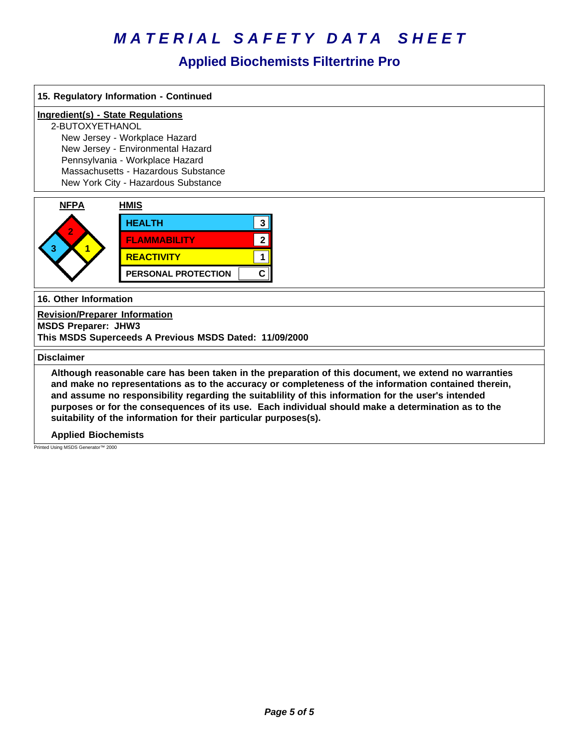# MATERIAL SAFETY DATA SHEET

## Applied Biochemists Filtertrine Pro

### 15. Regulatory Information - Continued

**Ingredient(s) - State Regulations**

2-BUTOXYETHANOL
- New Jersey - Workplace Hazard
- New Jersey - Environmental Hazard
- Pennsylvania - Workplace Hazard
- Massachusetts - Hazardous Substance
- New York City - Hazardous Substance

**NFPA**

2
3 1

**HMIS**

| | |
|---|---|
| HEALTH | 3 |
| FLAMMABILITY | 2 |
| REACTIVITY | 1 |
| PERSONAL PROTECTION | C |

### 16. Other Information

**Revision/Preparer Information**

**MSDS Preparer: JHW3**

**This MSDS Superceeds A Previous MSDS Dated: 11/09/2000**

### Disclaimer

**Although reasonable care has been taken in the preparation of this document, we extend no warranties and make no representations as to the accuracy or completeness of the information contained therein, and assume no responsibility regarding the suitablility of this information for the user's intended purposes or for the consequences of its use. Each individual should make a determination as to the suitability of the information for their particular purposes(s).**

**Applied Biochemists**

Printed Using MSDS Generator™ 2000